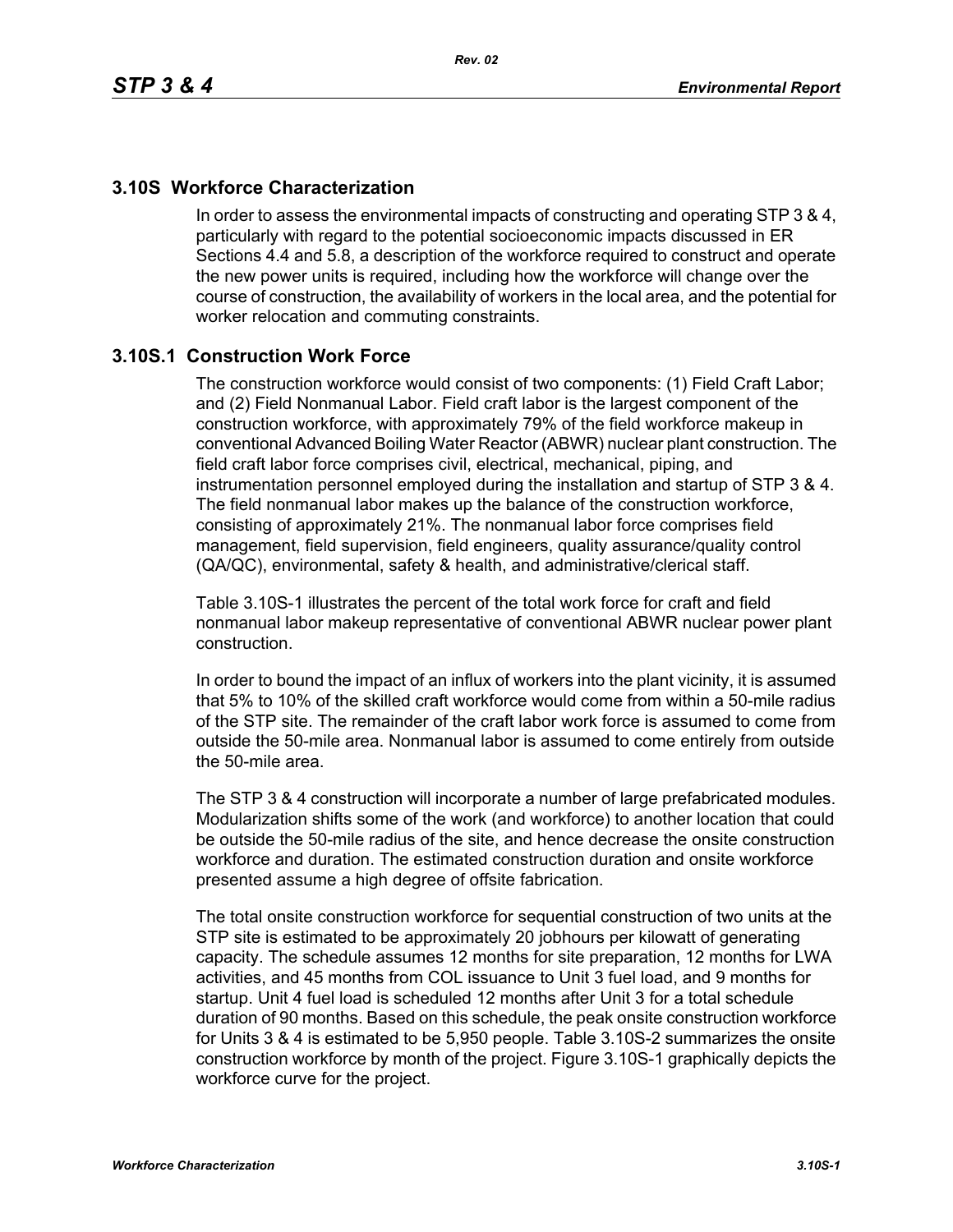## 3.10S Workforce Characterization

In order to assess the environmental impacts of constructing and operating STP 3 & 4, particularly with regard to the potential socioeconomic impacts discussed in ER Sections 4.4 and 5.8, a description of the workforce required to construct and operate the new power units is required, including how the workforce will change over the course of construction, the availability of workers in the local area, and the potential for worker relocation and commuting constraints.

### 3.10S.1 Construction Work Force

The construction workforce would consist of two components: (1) Field Craft Labor; and (2) Field Nonmanual Labor. Field craft labor is the largest component of the construction workforce, with approximately 79% of the field workforce makeup in conventional Advanced Boiling Water Reactor (ABWR) nuclear plant construction. The field craft labor force comprises civil, electrical, mechanical, piping, and instrumentation personnel employed during the installation and startup of STP 3 & 4. The field nonmanual labor makes up the balance of the construction workforce, consisting of approximately 21%. The nonmanual labor force comprises field management, field supervision, field engineers, quality assurance/quality control (QA/QC), environmental, safety & health, and administrative/clerical staff.

Table 3.10S-1 illustrates the percent of the total work force for craft and field nonmanual labor makeup representative of conventional ABWR nuclear power plant construction.

In order to bound the impact of an influx of workers into the plant vicinity, it is assumed that 5% to 10% of the skilled craft workforce would come from within a 50-mile radius of the STP site. The remainder of the craft labor work force is assumed to come from outside the 50-mile area. Nonmanual labor is assumed to come entirely from outside the 50-mile area.

The STP 3 & 4 construction will incorporate a number of large prefabricated modules. Modularization shifts some of the work (and workforce) to another location that could be outside the 50-mile radius of the site, and hence decrease the onsite construction workforce and duration. The estimated construction duration and onsite workforce presented assume a high degree of offsite fabrication.

The total onsite construction workforce for sequential construction of two units at the STP site is estimated to be approximately 20 jobhours per kilowatt of generating capacity. The schedule assumes 12 months for site preparation, 12 months for LWA activities, and 45 months from COL issuance to Unit 3 fuel load, and 9 months for startup. Unit 4 fuel load is scheduled 12 months after Unit 3 for a total schedule duration of 90 months. Based on this schedule, the peak onsite construction workforce for Units 3 & 4 is estimated to be 5,950 people. Table 3.10S-2 summarizes the onsite construction workforce by month of the project. Figure 3.10S-1 graphically depicts the workforce curve for the project.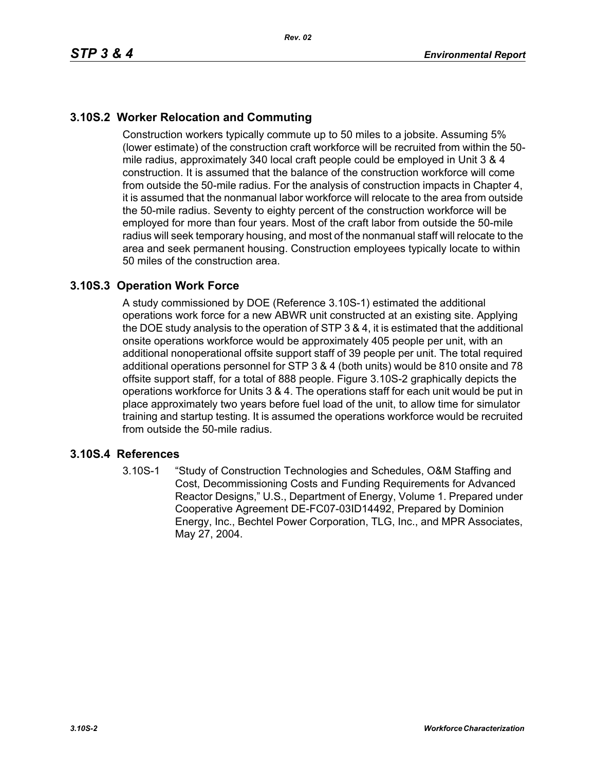## 3.10S.2 Worker Relocation and Commuting

Construction workers typically commute up to 50 miles to a jobsite. Assuming 5% (lower estimate) of the construction craft workforce will be recruited from within the 50-mile radius, approximately 340 local craft people could be employed in Unit 3 & 4 construction. It is assumed that the balance of the construction workforce will come from outside the 50-mile radius. For the analysis of construction impacts in Chapter 4, it is assumed that the nonmanual labor workforce will relocate to the area from outside the 50-mile radius. Seventy to eighty percent of the construction workforce will be employed for more than four years. Most of the craft labor from outside the 50-mile radius will seek temporary housing, and most of the nonmanual staff will relocate to the area and seek permanent housing. Construction employees typically locate to within 50 miles of the construction area.

## 3.10S.3 Operation Work Force

A study commissioned by DOE (Reference 3.10S-1) estimated the additional operations work force for a new ABWR unit constructed at an existing site. Applying the DOE study analysis to the operation of STP 3 & 4, it is estimated that the additional onsite operations workforce would be approximately 405 people per unit, with an additional nonoperational offsite support staff of 39 people per unit. The total required additional operations personnel for STP 3 & 4 (both units) would be 810 onsite and 78 offsite support staff, for a total of 888 people. Figure 3.10S-2 graphically depicts the operations workforce for Units 3 & 4. The operations staff for each unit would be put in place approximately two years before fuel load of the unit, to allow time for simulator training and startup testing. It is assumed the operations workforce would be recruited from outside the 50-mile radius.

## 3.10S.4 References

3.10S-1 "Study of Construction Technologies and Schedules, O&M Staffing and Cost, Decommissioning Costs and Funding Requirements for Advanced Reactor Designs," U.S., Department of Energy, Volume 1. Prepared under Cooperative Agreement DE-FC07-03ID14492, Prepared by Dominion Energy, Inc., Bechtel Power Corporation, TLG, Inc., and MPR Associates, May 27, 2004.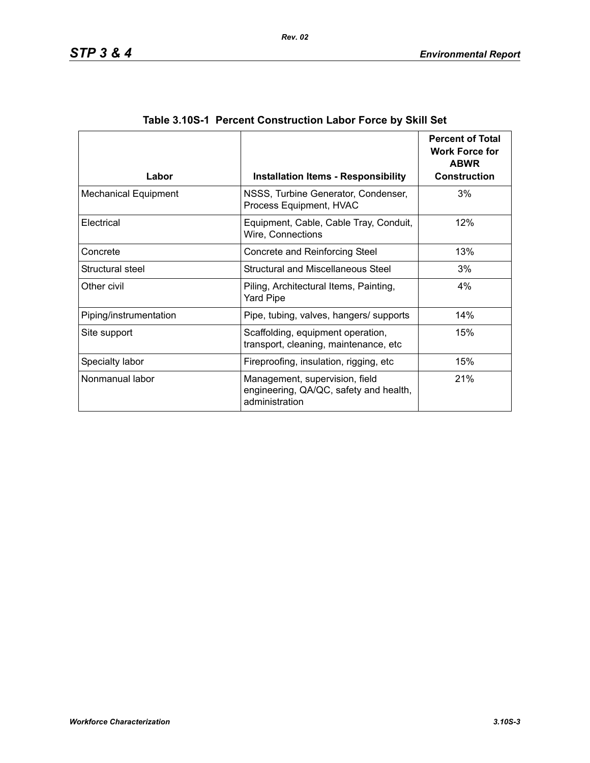## Table 3.10S-1 Percent Construction Labor Force by Skill Set

| Labor | Installation Items - Responsibility | Percent of Total Work Force for ABWR Construction |
|---|---|---|
| Mechanical Equipment | NSSS, Turbine Generator, Condenser, Process Equipment, HVAC | 3% |
| Electrical | Equipment, Cable, Cable Tray, Conduit, Wire, Connections | 12% |
| Concrete | Concrete and Reinforcing Steel | 13% |
| Structural steel | Structural and Miscellaneous Steel | 3% |
| Other civil | Piling, Architectural Items, Painting, Yard Pipe | 4% |
| Piping/instrumentation | Pipe, tubing, valves, hangers/ supports | 14% |
| Site support | Scaffolding, equipment operation, transport, cleaning, maintenance, etc | 15% |
| Specialty labor | Fireproofing, insulation, rigging, etc | 15% |
| Nonmanual labor | Management, supervision, field engineering, QA/QC, safety and health, administration | 21% |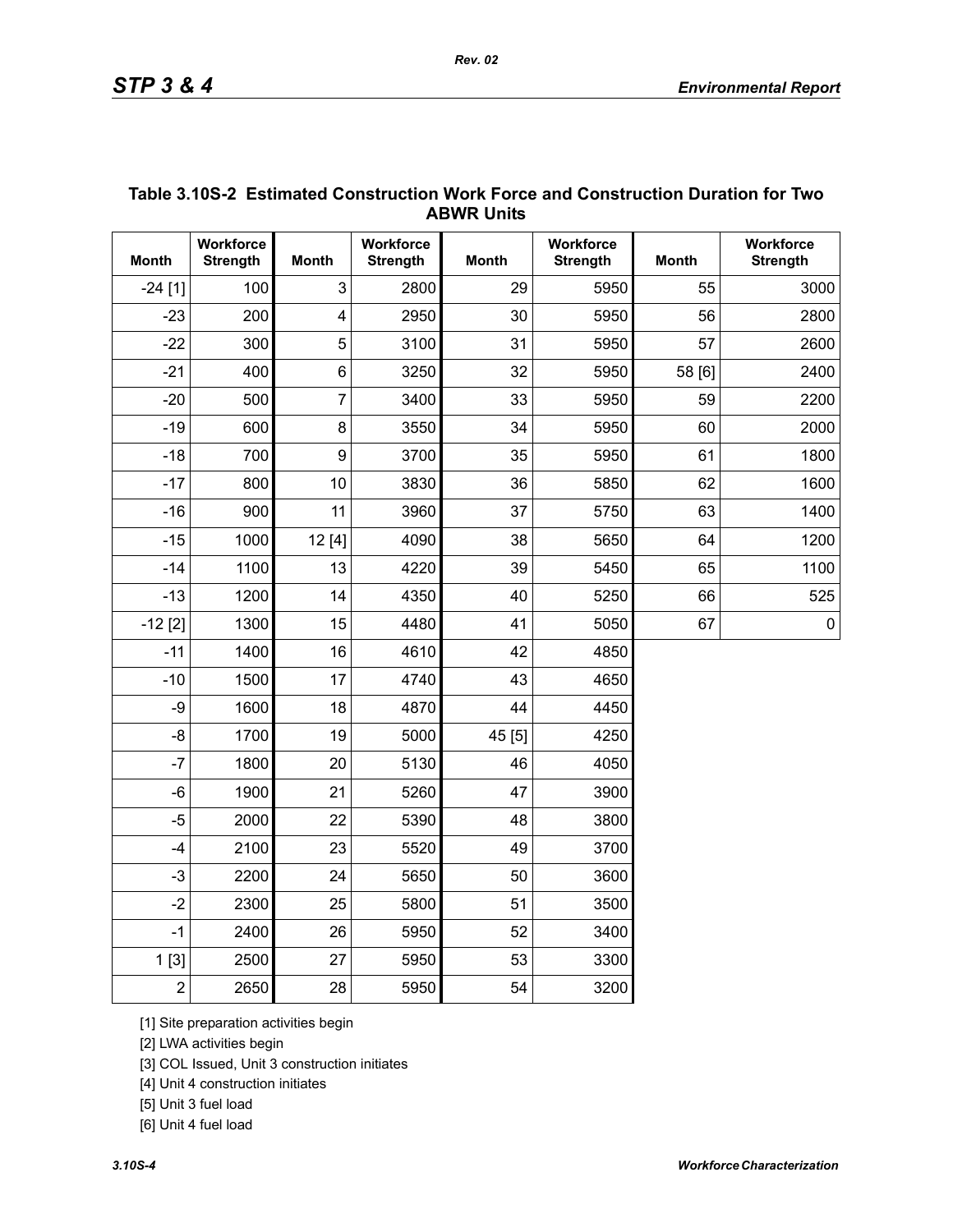### Table 3.10S-2 Estimated Construction Work Force and Construction Duration for Two ABWR Units

| Month | Workforce Strength | Month | Workforce Strength | Month | Workforce Strength | Month | Workforce Strength |
|---|---|---|---|---|---|---|---|
| -24 [1] | 100 | 3 | 2800 | 29 | 5950 | 55 | 3000 |
| -23 | 200 | 4 | 2950 | 30 | 5950 | 56 | 2800 |
| -22 | 300 | 5 | 3100 | 31 | 5950 | 57 | 2600 |
| -21 | 400 | 6 | 3250 | 32 | 5950 | 58 [6] | 2400 |
| -20 | 500 | 7 | 3400 | 33 | 5950 | 59 | 2200 |
| -19 | 600 | 8 | 3550 | 34 | 5950 | 60 | 2000 |
| -18 | 700 | 9 | 3700 | 35 | 5950 | 61 | 1800 |
| -17 | 800 | 10 | 3830 | 36 | 5850 | 62 | 1600 |
| -16 | 900 | 11 | 3960 | 37 | 5750 | 63 | 1400 |
| -15 | 1000 | 12 [4] | 4090 | 38 | 5650 | 64 | 1200 |
| -14 | 1100 | 13 | 4220 | 39 | 5450 | 65 | 1100 |
| -13 | 1200 | 14 | 4350 | 40 | 5250 | 66 | 525 |
| -12 [2] | 1300 | 15 | 4480 | 41 | 5050 | 67 | 0 |
| -11 | 1400 | 16 | 4610 | 42 | 4850 | | |
| -10 | 1500 | 17 | 4740 | 43 | 4650 | | |
| -9 | 1600 | 18 | 4870 | 44 | 4450 | | |
| -8 | 1700 | 19 | 5000 | 45 [5] | 4250 | | |
| -7 | 1800 | 20 | 5130 | 46 | 4050 | | |
| -6 | 1900 | 21 | 5260 | 47 | 3900 | | |
| -5 | 2000 | 22 | 5390 | 48 | 3800 | | |
| -4 | 2100 | 23 | 5520 | 49 | 3700 | | |
| -3 | 2200 | 24 | 5650 | 50 | 3600 | | |
| -2 | 2300 | 25 | 5800 | 51 | 3500 | | |
| -1 | 2400 | 26 | 5950 | 52 | 3400 | | |
| 1 [3] | 2500 | 27 | 5950 | 53 | 3300 | | |
| 2 | 2650 | 28 | 5950 | 54 | 3200 | | |

[1] Site preparation activities begin

[2] LWA activities begin

[3] COL Issued, Unit 3 construction initiates

[4] Unit 4 construction initiates

[5] Unit 3 fuel load

[6] Unit 4 fuel load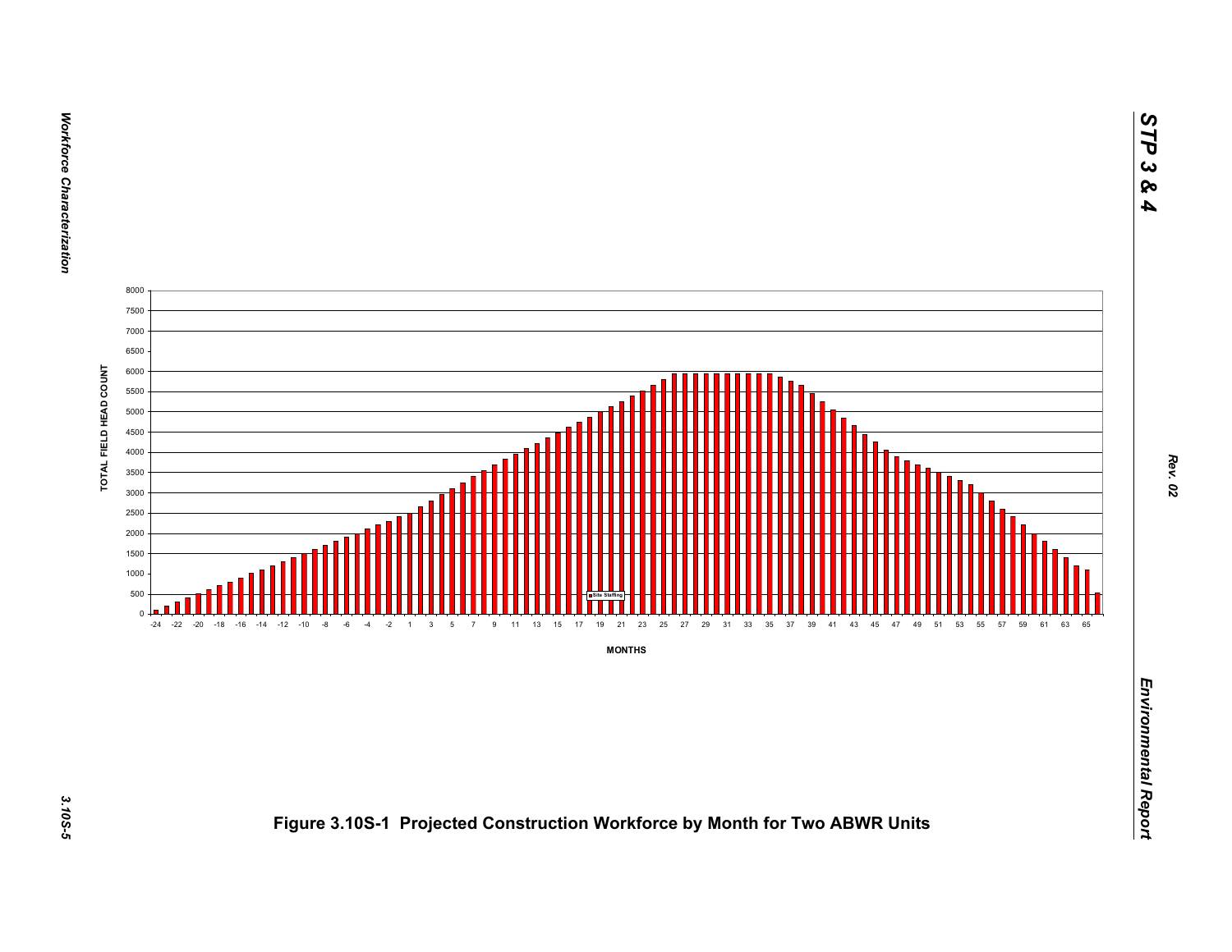Figure 3.10S-1 Projected Construction Workforce by Month for Two ABWR Units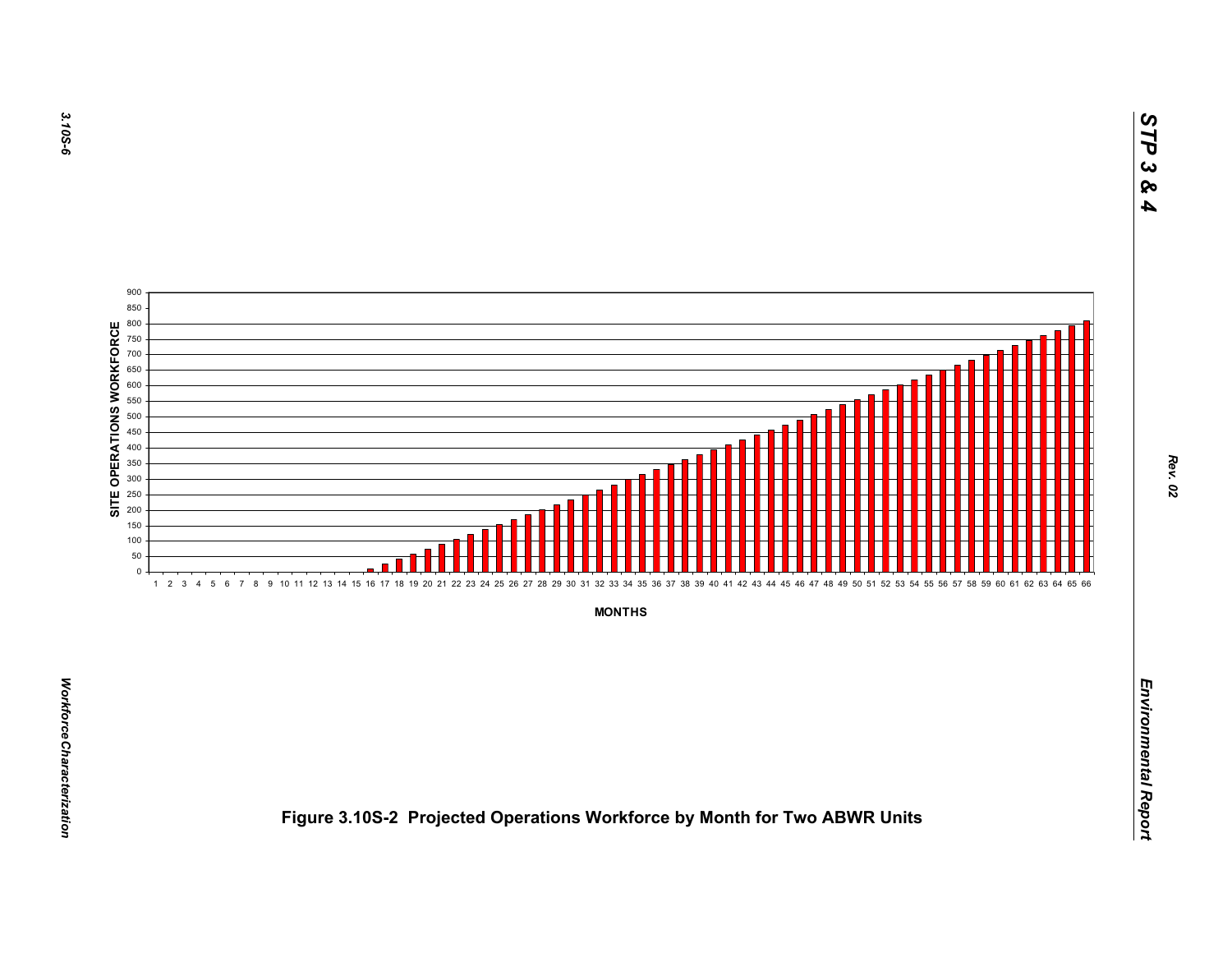SITE OPERATIONS WORKFORCE

900
850
800
750
700
650
600
550
500
450
400
350
300
250
200
150
100
50
0

1 2 3 4 5 6 7 8 9 10 11 12 13 14 15 16 17 18 19 20 21 22 23 24 25 26 27 28 29 30 31 32 33 34 35 36 37 38 39 40 41 42 43 44 45 46 47 48 49 50 51 52 53 54 55 56 57 58 59 60 61 62 63 64 65 66

MONTHS

**Figure 3.10S-2 Projected Operations Workforce by Month for Two ABWR Units**